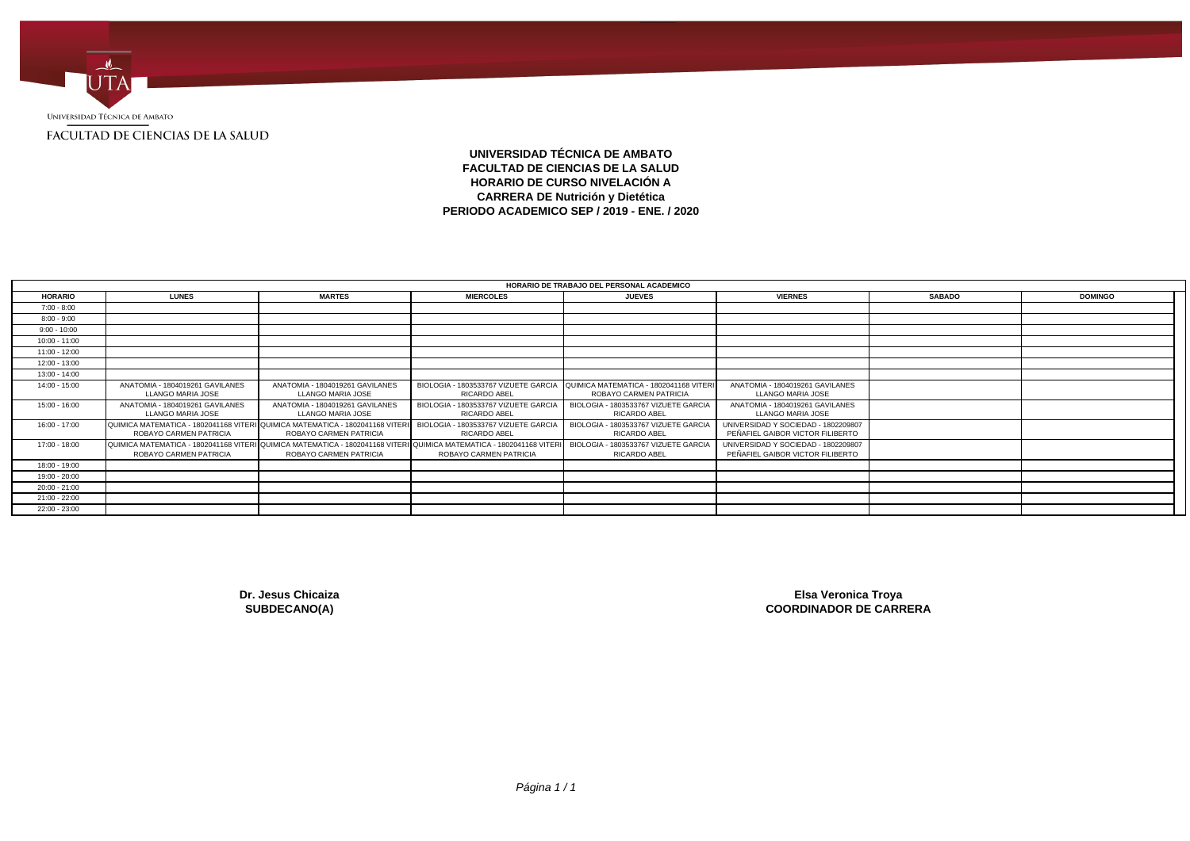Universidad Técnica de Ambato

FACULTAD DE CIENCIAS DE LA SALUD

**UNIVERSIDAD TÉCNICA DE AMBATO**
**FACULTAD DE CIENCIAS DE LA SALUD**
**HORARIO DE CURSO NIVELACIÓN A**
**CARRERA DE Nutrición y Dietética**
**PERIODO ACADEMICO SEP / 2019 - ENE. / 2020**

| HORARIO DE TRABAJO DEL PERSONAL ACADEMICO | | | | | | | |
|---|---|---|---|---|---|---|---|
| **HORARIO** | **LUNES** | **MARTES** | **MIERCOLES** | **JUEVES** | **VIERNES** | **SABADO** | **DOMINGO** |
| 7:00 - 8:00 | | | | | | | |
| 8:00 - 9:00 | | | | | | | |
| 9:00 - 10:00 | | | | | | | |
| 10:00 - 11:00 | | | | | | | |
| 11:00 - 12:00 | | | | | | | |
| 12:00 - 13:00 | | | | | | | |
| 13:00 - 14:00 | | | | | | | |
| 14:00 - 15:00 | ANATOMIA - 1804019261 GAVILANES LLANGO MARIA JOSE | ANATOMIA - 1804019261 GAVILANES LLANGO MARIA JOSE | BIOLOGIA - 1803533767 VIZUETE GARCIA RICARDO ABEL | QUIMICA MATEMATICA - 1802041168 VITERI ROBAYO CARMEN PATRICIA | ANATOMIA - 1804019261 GAVILANES LLANGO MARIA JOSE | | |
| 15:00 - 16:00 | ANATOMIA - 1804019261 GAVILANES LLANGO MARIA JOSE | ANATOMIA - 1804019261 GAVILANES LLANGO MARIA JOSE | BIOLOGIA - 1803533767 VIZUETE GARCIA RICARDO ABEL | BIOLOGIA - 1803533767 VIZUETE GARCIA RICARDO ABEL | ANATOMIA - 1804019261 GAVILANES LLANGO MARIA JOSE | | |
| 16:00 - 17:00 | QUIMICA MATEMATICA - 1802041168 VITERI ROBAYO CARMEN PATRICIA | QUIMICA MATEMATICA - 1802041168 VITERI ROBAYO CARMEN PATRICIA | BIOLOGIA - 1803533767 VIZUETE GARCIA RICARDO ABEL | BIOLOGIA - 1803533767 VIZUETE GARCIA RICARDO ABEL | UNIVERSIDAD Y SOCIEDAD - 1802209807 PEÑAFIEL GAIBOR VICTOR FILIBERTO | | |
| 17:00 - 18:00 | QUIMICA MATEMATICA - 1802041168 VITERI ROBAYO CARMEN PATRICIA | QUIMICA MATEMATICA - 1802041168 VITERI ROBAYO CARMEN PATRICIA | QUIMICA MATEMATICA - 1802041168 VITERI ROBAYO CARMEN PATRICIA | BIOLOGIA - 1803533767 VIZUETE GARCIA RICARDO ABEL | UNIVERSIDAD Y SOCIEDAD - 1802209807 PEÑAFIEL GAIBOR VICTOR FILIBERTO | | |
| 18:00 - 19:00 | | | | | | | |
| 19:00 - 20:00 | | | | | | | |
| 20:00 - 21:00 | | | | | | | |
| 21:00 - 22:00 | | | | | | | |
| 22:00 - 23:00 | | | | | | | |

**Dr. Jesus Chicaiza**
**SUBDECANO(A)**

**Elsa Veronica Troya**
**COORDINADOR DE CARRERA**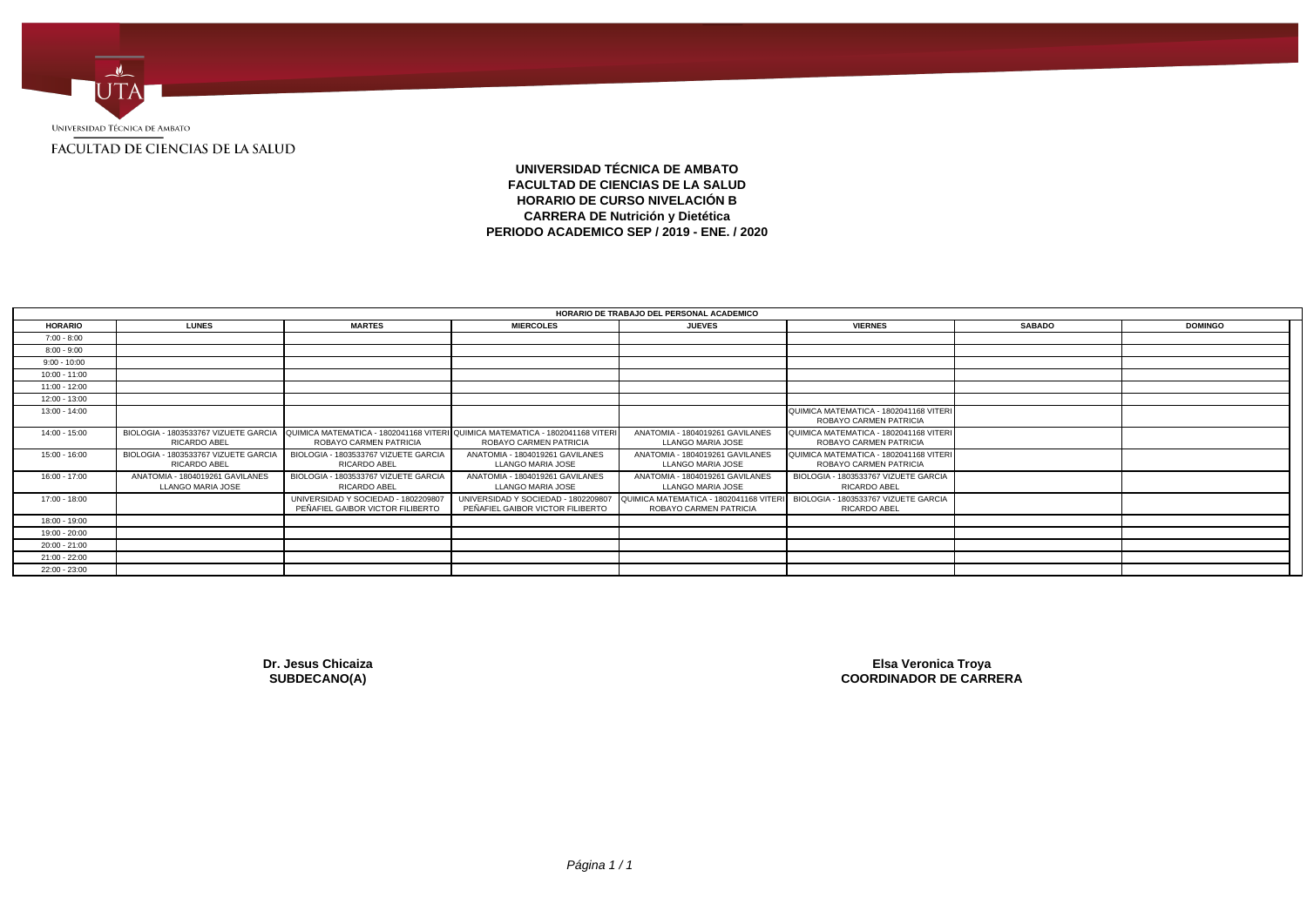Universidad Técnica de Ambato

FACULTAD DE CIENCIAS DE LA SALUD

**UNIVERSIDAD TÉCNICA DE AMBATO**
**FACULTAD DE CIENCIAS DE LA SALUD**
**HORARIO DE CURSO NIVELACIÓN B**
**CARRERA DE Nutrición y Dietética**
**PERIODO ACADEMICO SEP / 2019 - ENE. / 2020**

| HORARIO DE TRABAJO DEL PERSONAL ACADEMICO | | | | | | | |
|---|---|---|---|---|---|---|---|
| **HORARIO** | **LUNES** | **MARTES** | **MIERCOLES** | **JUEVES** | **VIERNES** | **SABADO** | **DOMINGO** |
| 7:00 - 8:00 | | | | | | | |
| 8:00 - 9:00 | | | | | | | |
| 9:00 - 10:00 | | | | | | | |
| 10:00 - 11:00 | | | | | | | |
| 11:00 - 12:00 | | | | | | | |
| 12:00 - 13:00 | | | | | | | |
| 13:00 - 14:00 | | | | | QUIMICA MATEMATICA - 1802041168 VITERI ROBAYO CARMEN PATRICIA | | |
| 14:00 - 15:00 | BIOLOGIA - 1803533767 VIZUETE GARCIA RICARDO ABEL | QUIMICA MATEMATICA - 1802041168 VITERI ROBAYO CARMEN PATRICIA | QUIMICA MATEMATICA - 1802041168 VITERI ROBAYO CARMEN PATRICIA | ANATOMIA - 1804019261 GAVILANES LLANGO MARIA JOSE | QUIMICA MATEMATICA - 1802041168 VITERI ROBAYO CARMEN PATRICIA | | |
| 15:00 - 16:00 | BIOLOGIA - 1803533767 VIZUETE GARCIA RICARDO ABEL | BIOLOGIA - 1803533767 VIZUETE GARCIA RICARDO ABEL | ANATOMIA - 1804019261 GAVILANES LLANGO MARIA JOSE | ANATOMIA - 1804019261 GAVILANES LLANGO MARIA JOSE | QUIMICA MATEMATICA - 1802041168 VITERI ROBAYO CARMEN PATRICIA | | |
| 16:00 - 17:00 | ANATOMIA - 1804019261 GAVILANES LLANGO MARIA JOSE | BIOLOGIA - 1803533767 VIZUETE GARCIA RICARDO ABEL | ANATOMIA - 1804019261 GAVILANES LLANGO MARIA JOSE | ANATOMIA - 1804019261 GAVILANES LLANGO MARIA JOSE | BIOLOGIA - 1803533767 VIZUETE GARCIA RICARDO ABEL | | |
| 17:00 - 18:00 | | UNIVERSIDAD Y SOCIEDAD - 1802209807 PEÑAFIEL GAIBOR VICTOR FILIBERTO | UNIVERSIDAD Y SOCIEDAD - 1802209807 PEÑAFIEL GAIBOR VICTOR FILIBERTO | QUIMICA MATEMATICA - 1802041168 VITERI ROBAYO CARMEN PATRICIA | BIOLOGIA - 1803533767 VIZUETE GARCIA RICARDO ABEL | | |
| 18:00 - 19:00 | | | | | | | |
| 19:00 - 20:00 | | | | | | | |
| 20:00 - 21:00 | | | | | | | |
| 21:00 - 22:00 | | | | | | | |
| 22:00 - 23:00 | | | | | | | |

**Dr. Jesus Chicaiza**
**SUBDECANO(A)**

**Elsa Veronica Troya**
**COORDINADOR DE CARRERA**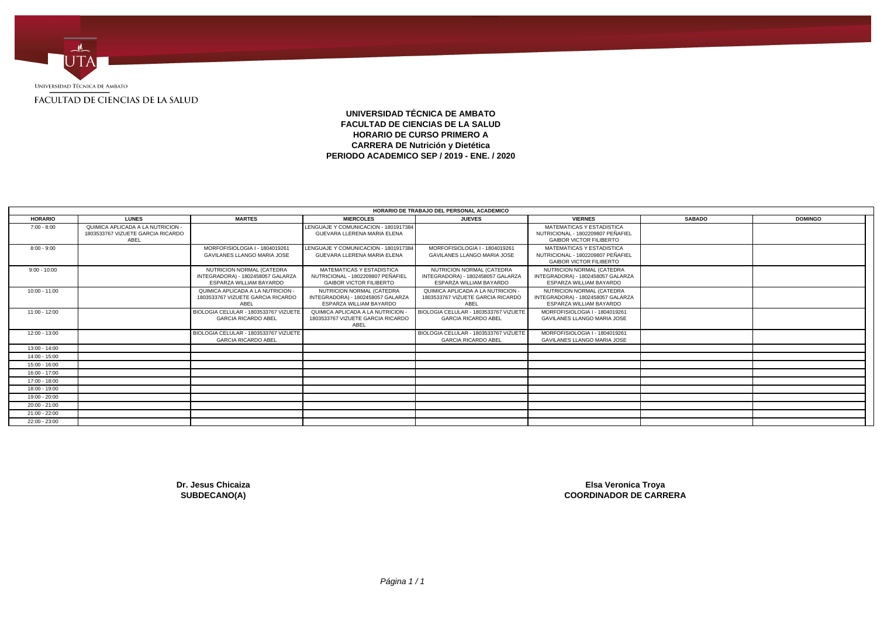UNIVERSIDAD TÉCNICA DE AMBATO

FACULTAD DE CIENCIAS DE LA SALUD

# UNIVERSIDAD TÉCNICA DE AMBATO
## FACULTAD DE CIENCIAS DE LA SALUD
## HORARIO DE CURSO PRIMERO A
## CARRERA DE Nutrición y Dietética
## PERIODO ACADEMICO SEP / 2019 - ENE. / 2020

| HORARIO DE TRABAJO DEL PERSONAL ACADEMICO | | | | | | | |
|---|---|---|---|---|---|---|---|
| **HORARIO** | **LUNES** | **MARTES** | **MIERCOLES** | **JUEVES** | **VIERNES** | **SABADO** | **DOMINGO** |
| 7:00 - 8:00 | QUIMICA APLICADA A LA NUTRICION - 1803533767 VIZUETE GARCIA RICARDO ABEL | | LENGUAJE Y COMUNICACION - 1801917384 GUEVARA LLERENA MARIA ELENA | | MATEMATICAS Y ESTADISTICA NUTRICIONAL - 1802209807 PEÑAFIEL GAIBOR VICTOR FILIBERTO | | |
| 8:00 - 9:00 | | MORFOFISIOLOGIA I - 1804019261 GAVILANES LLANGO MARIA JOSE | LENGUAJE Y COMUNICACION - 1801917384 GUEVARA LLERENA MARIA ELENA | MORFOFISIOLOGIA I - 1804019261 GAVILANES LLANGO MARIA JOSE | MATEMATICAS Y ESTADISTICA NUTRICIONAL - 1802209807 PEÑAFIEL GAIBOR VICTOR FILIBERTO | | |
| 9:00 - 10:00 | | NUTRICION NORMAL (CATEDRA INTEGRADORA) - 1802458057 GALARZA ESPARZA WILLIAM BAYARDO | MATEMATICAS Y ESTADISTICA NUTRICIONAL - 1802209807 PEÑAFIEL GAIBOR VICTOR FILIBERTO | NUTRICION NORMAL (CATEDRA INTEGRADORA) - 1802458057 GALARZA ESPARZA WILLIAM BAYARDO | NUTRICION NORMAL (CATEDRA INTEGRADORA) - 1802458057 GALARZA ESPARZA WILLIAM BAYARDO | | |
| 10:00 - 11:00 | | QUIMICA APLICADA A LA NUTRICION - 1803533767 VIZUETE GARCIA RICARDO ABEL | NUTRICION NORMAL (CATEDRA INTEGRADORA) - 1802458057 GALARZA ESPARZA WILLIAM BAYARDO | QUIMICA APLICADA A LA NUTRICION - 1803533767 VIZUETE GARCIA RICARDO ABEL | NUTRICION NORMAL (CATEDRA INTEGRADORA) - 1802458057 GALARZA ESPARZA WILLIAM BAYARDO | | |
| 11:00 - 12:00 | | BIOLOGIA CELULAR - 1803533767 VIZUETE GARCIA RICARDO ABEL | QUIMICA APLICADA A LA NUTRICION - 1803533767 VIZUETE GARCIA RICARDO ABEL | BIOLOGIA CELULAR - 1803533767 VIZUETE GARCIA RICARDO ABEL | MORFOFISIOLOGIA I - 1804019261 GAVILANES LLANGO MARIA JOSE | | |
| 12:00 - 13:00 | | BIOLOGIA CELULAR - 1803533767 VIZUETE GARCIA RICARDO ABEL | | BIOLOGIA CELULAR - 1803533767 VIZUETE GARCIA RICARDO ABEL | MORFOFISIOLOGIA I - 1804019261 GAVILANES LLANGO MARIA JOSE | | |
| 13:00 - 14:00 | | | | | | | |
| 14:00 - 15:00 | | | | | | | |
| 15:00 - 16:00 | | | | | | | |
| 16:00 - 17:00 | | | | | | | |
| 17:00 - 18:00 | | | | | | | |
| 18:00 - 19:00 | | | | | | | |
| 19:00 - 20:00 | | | | | | | |
| 20:00 - 21:00 | | | | | | | |
| 21:00 - 22:00 | | | | | | | |
| 22:00 - 23:00 | | | | | | | |

**Dr. Jesus Chicaiza**
**SUBDECANO(A)**

**Elsa Veronica Troya**
**COORDINADOR DE CARRERA**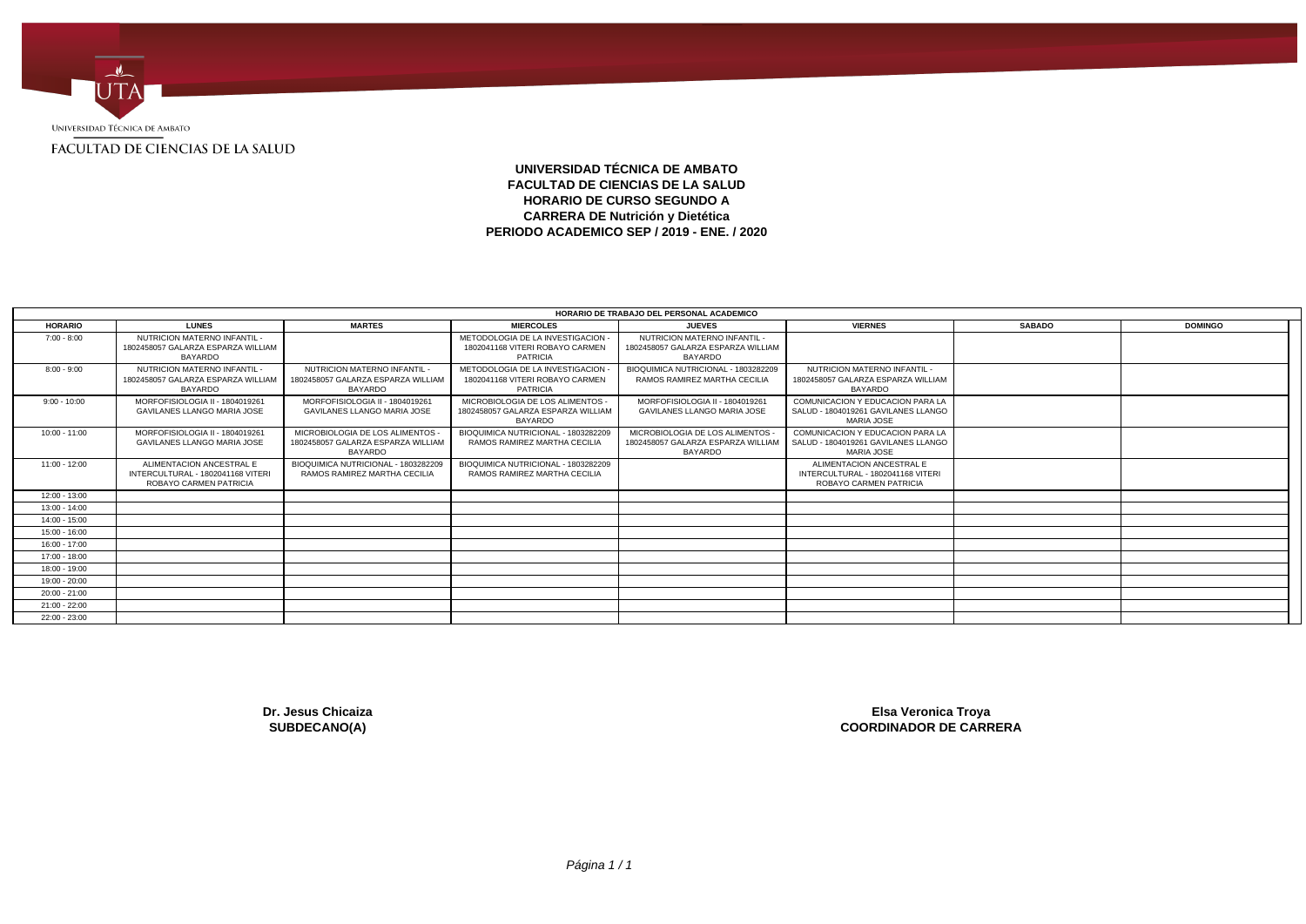UNIVERSIDAD TÉCNICA DE AMBATO

FACULTAD DE CIENCIAS DE LA SALUD

**UNIVERSIDAD TÉCNICA DE AMBATO**
**FACULTAD DE CIENCIAS DE LA SALUD**
**HORARIO DE CURSO SEGUNDO A**
**CARRERA DE Nutrición y Dietética**
**PERIODO ACADEMICO SEP / 2019 - ENE. / 2020**

| HORARIO DE TRABAJO DEL PERSONAL ACADEMICO | | | | | | | |
|---|---|---|---|---|---|---|---|
| **HORARIO** | **LUNES** | **MARTES** | **MIERCOLES** | **JUEVES** | **VIERNES** | **SABADO** | **DOMINGO** |
| 7:00 - 8:00 | NUTRICION MATERNO INFANTIL - 1802458057 GALARZA ESPARZA WILLIAM BAYARDO | | METODOLOGIA DE LA INVESTIGACION - 1802041168 VITERI ROBAYO CARMEN PATRICIA | NUTRICION MATERNO INFANTIL - 1802458057 GALARZA ESPARZA WILLIAM BAYARDO | | | |
| 8:00 - 9:00 | NUTRICION MATERNO INFANTIL - 1802458057 GALARZA ESPARZA WILLIAM BAYARDO | NUTRICION MATERNO INFANTIL - 1802458057 GALARZA ESPARZA WILLIAM BAYARDO | METODOLOGIA DE LA INVESTIGACION - 1802041168 VITERI ROBAYO CARMEN PATRICIA | BIOQUIMICA NUTRICIONAL - 1803282209 RAMOS RAMIREZ MARTHA CECILIA | NUTRICION MATERNO INFANTIL - 1802458057 GALARZA ESPARZA WILLIAM BAYARDO | | |
| 9:00 - 10:00 | MORFOFISIOLOGIA II - 1804019261 GAVILANES LLANGO MARIA JOSE | MORFOFISIOLOGIA II - 1804019261 GAVILANES LLANGO MARIA JOSE | MICROBIOLOGIA DE LOS ALIMENTOS - 1802458057 GALARZA ESPARZA WILLIAM BAYARDO | MORFOFISIOLOGIA II - 1804019261 GAVILANES LLANGO MARIA JOSE | COMUNICACION Y EDUCACION PARA LA SALUD - 1804019261 GAVILANES LLANGO MARIA JOSE | | |
| 10:00 - 11:00 | MORFOFISIOLOGIA II - 1804019261 GAVILANES LLANGO MARIA JOSE | MICROBIOLOGIA DE LOS ALIMENTOS - 1802458057 GALARZA ESPARZA WILLIAM BAYARDO | BIOQUIMICA NUTRICIONAL - 1803282209 RAMOS RAMIREZ MARTHA CECILIA | MICROBIOLOGIA DE LOS ALIMENTOS - 1802458057 GALARZA ESPARZA WILLIAM BAYARDO | COMUNICACION Y EDUCACION PARA LA SALUD - 1804019261 GAVILANES LLANGO MARIA JOSE | | |
| 11:00 - 12:00 | ALIMENTACION ANCESTRAL E INTERCULTURAL - 1802041168 VITERI ROBAYO CARMEN PATRICIA | BIOQUIMICA NUTRICIONAL - 1803282209 RAMOS RAMIREZ MARTHA CECILIA | BIOQUIMICA NUTRICIONAL - 1803282209 RAMOS RAMIREZ MARTHA CECILIA | | ALIMENTACION ANCESTRAL E INTERCULTURAL - 1802041168 VITERI ROBAYO CARMEN PATRICIA | | |
| 12:00 - 13:00 | | | | | | | |
| 13:00 - 14:00 | | | | | | | |
| 14:00 - 15:00 | | | | | | | |
| 15:00 - 16:00 | | | | | | | |
| 16:00 - 17:00 | | | | | | | |
| 17:00 - 18:00 | | | | | | | |
| 18:00 - 19:00 | | | | | | | |
| 19:00 - 20:00 | | | | | | | |
| 20:00 - 21:00 | | | | | | | |
| 21:00 - 22:00 | | | | | | | |
| 22:00 - 23:00 | | | | | | | |

**Dr. Jesus Chicaiza**
**SUBDECANO(A)**

**Elsa Veronica Troya**
**COORDINADOR DE CARRERA**